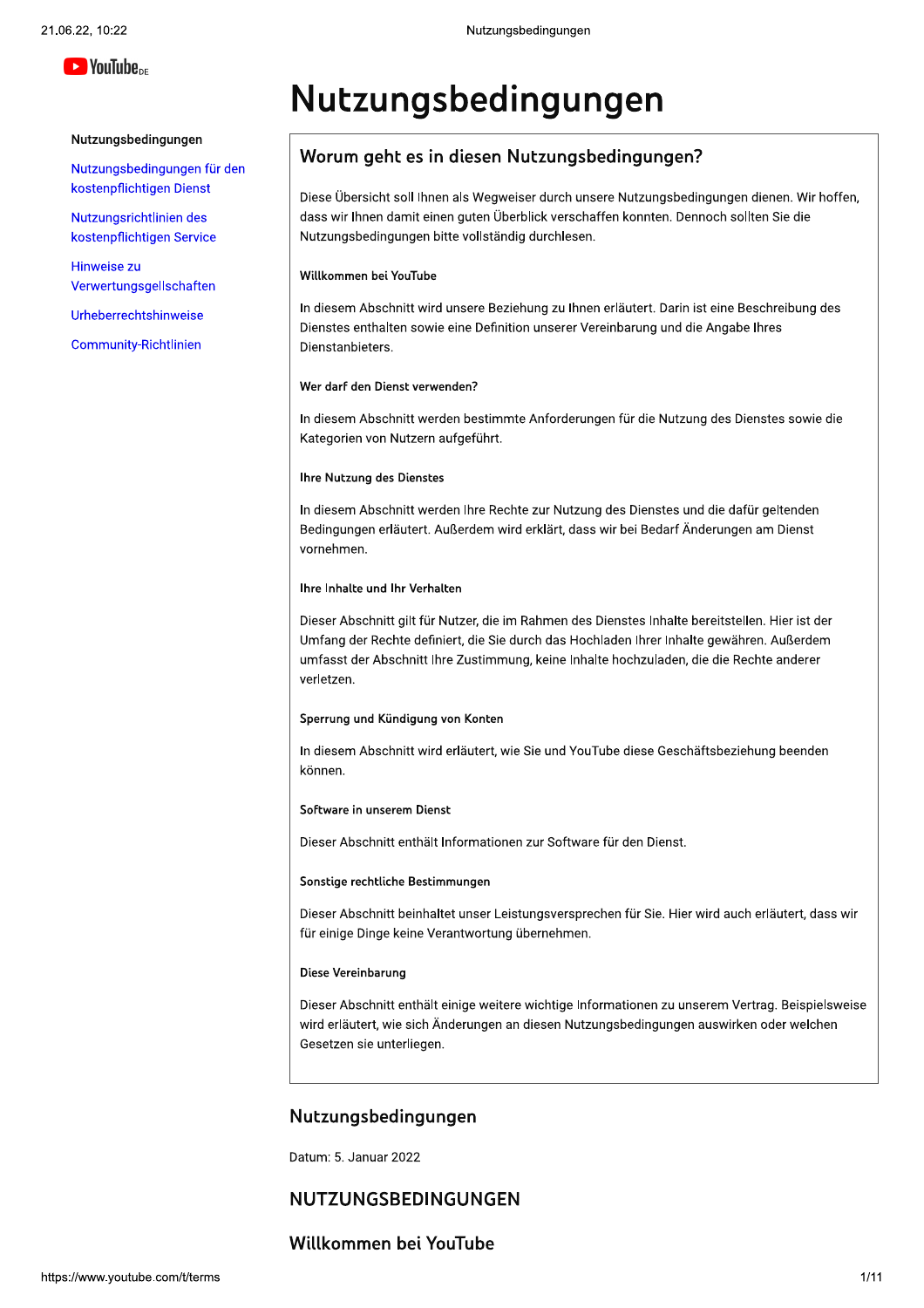# Nutzungsbedingungen

Nutzungsbedingungen

Nutzungsbedingungen für den kostenpflichtigen Dienst

Nutzungsrichtlinien des kostenpflichtigen Service

Hinweise zu Verwertungsgellschaften

Urheberrechtshinweise

Community-Richtlinien

## Worum geht es in diesen Nutzungsbedingungen?

Diese Übersicht soll Ihnen als Wegweiser durch unsere Nutzungsbedingungen dienen. Wir hoffen, dass wir Ihnen damit einen guten Überblick verschaffen konnten. Dennoch sollten Sie die Nutzungsbedingungen bitte vollständig durchlesen.

**Willkommen bei YouTube**

In diesem Abschnitt wird unsere Beziehung zu Ihnen erläutert. Darin ist eine Beschreibung des Dienstes enthalten sowie eine Definition unserer Vereinbarung und die Angabe Ihres Dienstanbieters.

**Wer darf den Dienst verwenden?**

In diesem Abschnitt werden bestimmte Anforderungen für die Nutzung des Dienstes sowie die Kategorien von Nutzern aufgeführt.

**Ihre Nutzung des Dienstes**

In diesem Abschnitt werden Ihre Rechte zur Nutzung des Dienstes und die dafür geltenden Bedingungen erläutert. Außerdem wird erklärt, dass wir bei Bedarf Änderungen am Dienst vornehmen.

**Ihre Inhalte und Ihr Verhalten**

Dieser Abschnitt gilt für Nutzer, die im Rahmen des Dienstes Inhalte bereitstellen. Hier ist der Umfang der Rechte definiert, die Sie durch das Hochladen Ihrer Inhalte gewähren. Außerdem umfasst der Abschnitt Ihre Zustimmung, keine Inhalte hochzuladen, die die Rechte anderer verletzen.

**Sperrung und Kündigung von Konten**

In diesem Abschnitt wird erläutert, wie Sie und YouTube diese Geschäftsbeziehung beenden können.

**Software in unserem Dienst**

Dieser Abschnitt enthält Informationen zur Software für den Dienst.

**Sonstige rechtliche Bestimmungen**

Dieser Abschnitt beinhaltet unser Leistungsversprechen für Sie. Hier wird auch erläutert, dass wir für einige Dinge keine Verantwortung übernehmen.

**Diese Vereinbarung**

Dieser Abschnitt enthält einige weitere wichtige Informationen zu unserem Vertrag. Beispielsweise wird erläutert, wie sich Änderungen an diesen Nutzungsbedingungen auswirken oder welchen Gesetzen sie unterliegen.

## Nutzungsbedingungen

Datum: 5. Januar 2022

## NUTZUNGSBEDINGUNGEN

## Willkommen bei YouTube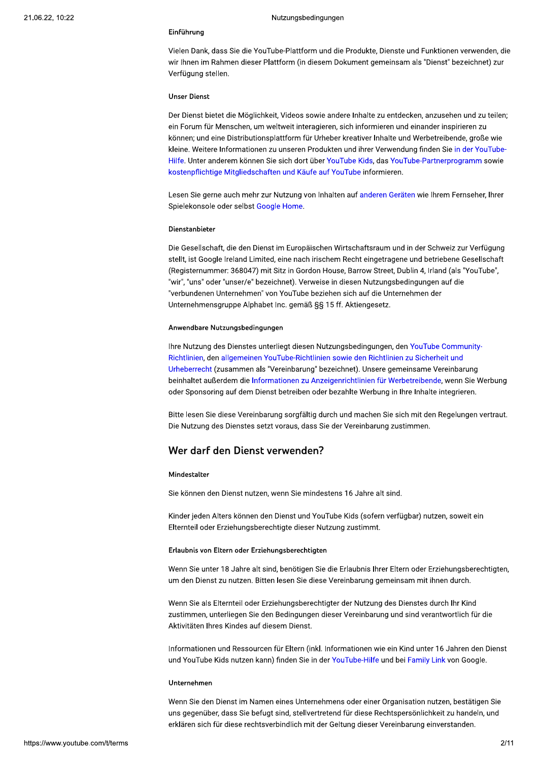### Einführung

Vielen Dank, dass Sie die YouTube-Plattform und die Produkte, Dienste und Funktionen verwenden, die wir Ihnen im Rahmen dieser Plattform (in diesem Dokument gemeinsam als "Dienst" bezeichnet) zur Verfügung stellen.

### Unser Dienst

Der Dienst bietet die Möglichkeit, Videos sowie andere Inhalte zu entdecken, anzusehen und zu teilen; ein Forum für Menschen, um weltweit interagieren, sich informieren und einander inspirieren zu können; und eine Distributionsplattform für Urheber kreativer Inhalte und Werbetreibende, große wie kleine. Weitere Informationen zu unseren Produkten und ihrer Verwendung finden Sie in der YouTube-Hilfe. Unter anderem können Sie sich dort über YouTube Kids, das YouTube-Partnerprogramm sowie kostenpflichtige Mitgliedschaften und Käufe auf YouTube informieren.

Lesen Sie gerne auch mehr zur Nutzung von Inhalten auf anderen Geräten wie Ihrem Fernseher, Ihrer Spielekonsole oder selbst Google Home.

### Dienstanbieter

Die Gesellschaft, die den Dienst im Europäischen Wirtschaftsraum und in der Schweiz zur Verfügung stellt, ist Google Ireland Limited, eine nach irischem Recht eingetragene und betriebene Gesellschaft (Registernummer: 368047) mit Sitz in Gordon House, Barrow Street, Dublin 4, Irland (als "YouTube", "wir", "uns" oder "unser/e" bezeichnet). Verweise in diesen Nutzungsbedingungen auf die "verbundenen Unternehmen" von YouTube beziehen sich auf die Unternehmen der Unternehmensgruppe Alphabet Inc. gemäß §§ 15 ff. Aktiengesetz.

### Anwendbare Nutzungsbedingungen

Ihre Nutzung des Dienstes unterliegt diesen Nutzungsbedingungen, den YouTube Community-Richtlinien, den allgemeinen YouTube-Richtlinien sowie den Richtlinien zu Sicherheit und Urheberrecht (zusammen als "Vereinbarung" bezeichnet). Unsere gemeinsame Vereinbarung beinhaltet außerdem die Informationen zu Anzeigenrichtlinien für Werbetreibende, wenn Sie Werbung oder Sponsoring auf dem Dienst betreiben oder bezahlte Werbung in Ihre Inhalte integrieren.

Bitte lesen Sie diese Vereinbarung sorgfältig durch und machen Sie sich mit den Regelungen vertraut. Die Nutzung des Dienstes setzt voraus, dass Sie der Vereinbarung zustimmen.

## Wer darf den Dienst verwenden?

### Mindestalter

Sie können den Dienst nutzen, wenn Sie mindestens 16 Jahre alt sind.

Kinder jeden Alters können den Dienst und YouTube Kids (sofern verfügbar) nutzen, soweit ein Elternteil oder Erziehungsberechtigte dieser Nutzung zustimmt.

### Erlaubnis von Eltern oder Erziehungsberechtigten

Wenn Sie unter 18 Jahre alt sind, benötigen Sie die Erlaubnis Ihrer Eltern oder Erziehungsberechtigten, um den Dienst zu nutzen. Bitten lesen Sie diese Vereinbarung gemeinsam mit ihnen durch.

Wenn Sie als Elternteil oder Erziehungsberechtigter der Nutzung des Dienstes durch Ihr Kind zustimmen, unterliegen Sie den Bedingungen dieser Vereinbarung und sind verantwortlich für die Aktivitäten Ihres Kindes auf diesem Dienst.

Informationen und Ressourcen für Eltern (inkl. Informationen wie ein Kind unter 16 Jahren den Dienst und YouTube Kids nutzen kann) finden Sie in der YouTube-Hilfe und bei Family Link von Google.

### Unternehmen

Wenn Sie den Dienst im Namen eines Unternehmens oder einer Organisation nutzen, bestätigen Sie uns gegenüber, dass Sie befugt sind, stellvertretend für diese Rechtspersönlichkeit zu handeln, und erklären sich für diese rechtsverbindlich mit der Geltung dieser Vereinbarung einverstanden.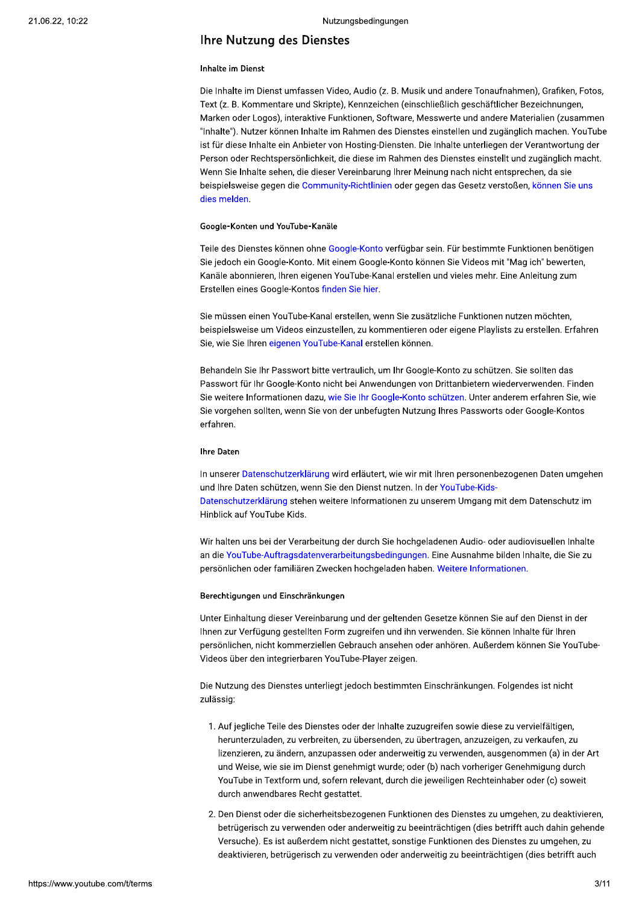## Ihre Nutzung des Dienstes

### Inhalte im Dienst

Die Inhalte im Dienst umfassen Video, Audio (z. B. Musik und andere Tonaufnahmen), Grafiken, Fotos, Text (z. B. Kommentare und Skripte), Kennzeichen (einschließlich geschäftlicher Bezeichnungen, Marken oder Logos), interaktive Funktionen, Software, Messwerte und andere Materialien (zusammen "Inhalte"). Nutzer können Inhalte im Rahmen des Dienstes einstellen und zugänglich machen. YouTube ist für diese Inhalte ein Anbieter von Hosting-Diensten. Die Inhalte unterliegen der Verantwortung der Person oder Rechtspersönlichkeit, die diese im Rahmen des Dienstes einstellt und zugänglich macht. Wenn Sie Inhalte sehen, die dieser Vereinbarung Ihrer Meinung nach nicht entsprechen, da sie beispielsweise gegen die Community-Richtlinien oder gegen das Gesetz verstoßen, können Sie uns dies melden.

### Google-Konten und YouTube-Kanäle

Teile des Dienstes können ohne Google-Konto verfügbar sein. Für bestimmte Funktionen benötigen Sie jedoch ein Google-Konto. Mit einem Google-Konto können Sie Videos mit "Mag ich" bewerten, Kanäle abonnieren, Ihren eigenen YouTube-Kanal erstellen und vieles mehr. Eine Anleitung zum Erstellen eines Google-Kontos finden Sie hier.

Sie müssen einen YouTube-Kanal erstellen, wenn Sie zusätzliche Funktionen nutzen möchten, beispielsweise um Videos einzustellen, zu kommentieren oder eigene Playlists zu erstellen. Erfahren Sie, wie Sie Ihren eigenen YouTube-Kanal erstellen können.

Behandeln Sie Ihr Passwort bitte vertraulich, um Ihr Google-Konto zu schützen. Sie sollten das Passwort für Ihr Google-Konto nicht bei Anwendungen von Drittanbietern wiederverwenden. Finden Sie weitere Informationen dazu, wie Sie Ihr Google-Konto schützen. Unter anderem erfahren Sie, wie Sie vorgehen sollten, wenn Sie von der unbefugten Nutzung Ihres Passworts oder Google-Kontos erfahren.

### Ihre Daten

In unserer Datenschutzerklärung wird erläutert, wie wir mit Ihren personenbezogenen Daten umgehen und Ihre Daten schützen, wenn Sie den Dienst nutzen. In der YouTube-Kids-Datenschutzerklärung stehen weitere Informationen zu unserem Umgang mit dem Datenschutz im Hinblick auf YouTube Kids.

Wir halten uns bei der Verarbeitung der durch Sie hochgeladenen Audio- oder audiovisuellen Inhalte an die YouTube-Auftragsdatenverarbeitungsbedingungen. Eine Ausnahme bilden Inhalte, die Sie zu persönlichen oder familiären Zwecken hochgeladen haben. Weitere Informationen.

### Berechtigungen und Einschränkungen

Unter Einhaltung dieser Vereinbarung und der geltenden Gesetze können Sie auf den Dienst in der Ihnen zur Verfügung gestellten Form zugreifen und ihn verwenden. Sie können Inhalte für Ihren persönlichen, nicht kommerziellen Gebrauch ansehen oder anhören. Außerdem können Sie YouTube-Videos über den integrierbaren YouTube-Player zeigen.

Die Nutzung des Dienstes unterliegt jedoch bestimmten Einschränkungen. Folgendes ist nicht zulässig:

1. Auf jegliche Teile des Dienstes oder der Inhalte zuzugreifen sowie diese zu vervielfältigen, herunterzuladen, zu verbreiten, zu übersenden, zu übertragen, anzuzeigen, zu verkaufen, zu lizenzieren, zu ändern, anzupassen oder anderweitig zu verwenden, ausgenommen (a) in der Art und Weise, wie sie im Dienst genehmigt wurde; oder (b) nach vorheriger Genehmigung durch YouTube in Textform und, sofern relevant, durch die jeweiligen Rechteinhaber oder (c) soweit durch anwendbares Recht gestattet.
2. Den Dienst oder die sicherheitsbezogenen Funktionen des Dienstes zu umgehen, zu deaktivieren, betrügerisch zu verwenden oder anderweitig zu beeinträchtigen (dies betrifft auch dahin gehende Versuche). Es ist außerdem nicht gestattet, sonstige Funktionen des Dienstes zu umgehen, zu deaktivieren, betrügerisch zu verwenden oder anderweitig zu beeinträchtigen (dies betrifft auch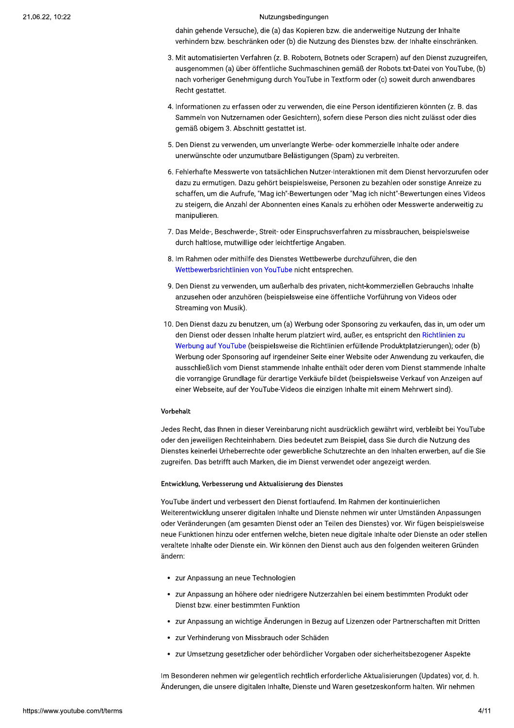dahin gehende Versuche), die (a) das Kopieren bzw. die anderweitige Nutzung der Inhalte verhindern bzw. beschränken oder (b) die Nutzung des Dienstes bzw. der Inhalte einschränken.

3. Mit automatisierten Verfahren (z. B. Robotern, Botnets oder Scrapern) auf den Dienst zuzugreifen, ausgenommen (a) über öffentliche Suchmaschinen gemäß der Robots.txt-Datei von YouTube, (b) nach vorheriger Genehmigung durch YouTube in Textform oder (c) soweit durch anwendbares Recht gestattet.
4. Informationen zu erfassen oder zu verwenden, die eine Person identifizieren könnten (z. B. das Sammeln von Nutzernamen oder Gesichtern), sofern diese Person dies nicht zulässt oder dies gemäß obigem 3. Abschnitt gestattet ist.
5. Den Dienst zu verwenden, um unverlangte Werbe- oder kommerzielle Inhalte oder andere unerwünschte oder unzumutbare Belästigungen (Spam) zu verbreiten.
6. Fehlerhafte Messwerte von tatsächlichen Nutzer-Interaktionen mit dem Dienst hervorzurufen oder dazu zu ermutigen. Dazu gehört beispielsweise, Personen zu bezahlen oder sonstige Anreize zu schaffen, um die Aufrufe, "Mag ich"-Bewertungen oder "Mag ich nicht"-Bewertungen eines Videos zu steigern, die Anzahl der Abonnenten eines Kanals zu erhöhen oder Messwerte anderweitig zu manipulieren.
7. Das Melde-, Beschwerde-, Streit- oder Einspruchsverfahren zu missbrauchen, beispielsweise durch haltlose, mutwillige oder leichtfertige Angaben.
8. Im Rahmen oder mithilfe des Dienstes Wettbewerbe durchzuführen, die den Wettbewerbsrichtlinien von YouTube nicht entsprechen.
9. Den Dienst zu verwenden, um außerhalb des privaten, nicht-kommerziellen Gebrauchs Inhalte anzusehen oder anzuhören (beispielsweise eine öffentliche Vorführung von Videos oder Streaming von Musik).
10. Den Dienst dazu zu benutzen, um (a) Werbung oder Sponsoring zu verkaufen, das in, um oder um den Dienst oder dessen Inhalte herum platziert wird, außer, es entspricht den Richtlinien zu Werbung auf YouTube (beispielsweise die Richtlinien erfüllende Produktplatzierungen); oder (b) Werbung oder Sponsoring auf irgendeiner Seite einer Website oder Anwendung zu verkaufen, die ausschließlich vom Dienst stammende Inhalte enthält oder deren vom Dienst stammende Inhalte die vorrangige Grundlage für derartige Verkäufe bildet (beispielsweise Verkauf von Anzeigen auf einer Webseite, auf der YouTube-Videos die einzigen Inhalte mit einem Mehrwert sind).

#### Vorbehalt

Jedes Recht, das Ihnen in dieser Vereinbarung nicht ausdrücklich gewährt wird, verbleibt bei YouTube oder den jeweiligen Rechteinhabern. Dies bedeutet zum Beispiel, dass Sie durch die Nutzung des Dienstes keinerlei Urheberrechte oder gewerbliche Schutzrechte an den Inhalten erwerben, auf die Sie zugreifen. Das betrifft auch Marken, die im Dienst verwendet oder angezeigt werden.

#### Entwicklung, Verbesserung und Aktualisierung des Dienstes

YouTube ändert und verbessert den Dienst fortlaufend. Im Rahmen der kontinuierlichen Weiterentwicklung unserer digitalen Inhalte und Dienste nehmen wir unter Umständen Anpassungen oder Veränderungen (am gesamten Dienst oder an Teilen des Dienstes) vor. Wir fügen beispielsweise neue Funktionen hinzu oder entfernen welche, bieten neue digitale Inhalte oder Dienste an oder stellen veraltete Inhalte oder Dienste ein. Wir können den Dienst auch aus den folgenden weiteren Gründen ändern:

- zur Anpassung an neue Technologien
- zur Anpassung an höhere oder niedrigere Nutzerzahlen bei einem bestimmten Produkt oder Dienst bzw. einer bestimmten Funktion
- zur Anpassung an wichtige Änderungen in Bezug auf Lizenzen oder Partnerschaften mit Dritten
- zur Verhinderung von Missbrauch oder Schäden
- zur Umsetzung gesetzlicher oder behördlicher Vorgaben oder sicherheitsbezogener Aspekte

Im Besonderen nehmen wir gelegentlich rechtlich erforderliche Aktualisierungen (Updates) vor, d. h. Änderungen, die unsere digitalen Inhalte, Dienste und Waren gesetzeskonform halten. Wir nehmen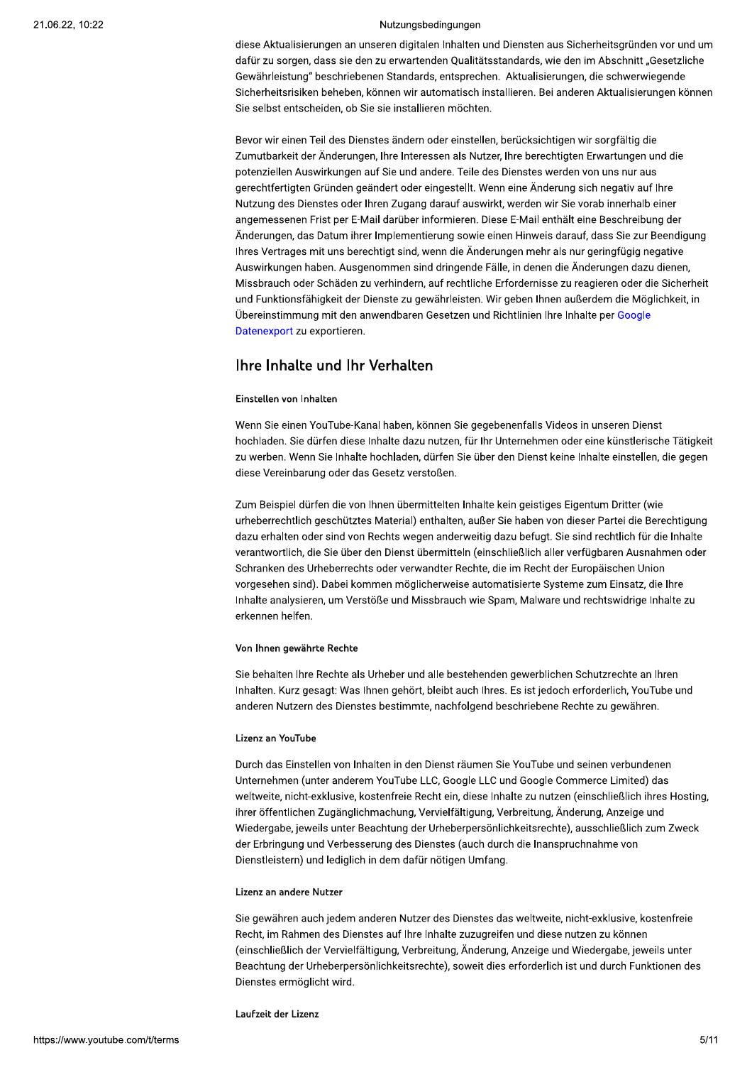diese Aktualisierungen an unseren digitalen Inhalten und Diensten aus Sicherheitsgründen vor und um dafür zu sorgen, dass sie den zu erwartenden Qualitätsstandards, wie den im Abschnitt „Gesetzliche Gewährleistung" beschriebenen Standards, entsprechen. Aktualisierungen, die schwerwiegende Sicherheitsrisiken beheben, können wir automatisch installieren. Bei anderen Aktualisierungen können Sie selbst entscheiden, ob Sie sie installieren möchten.

Bevor wir einen Teil des Dienstes ändern oder einstellen, berücksichtigen wir sorgfältig die Zumutbarkeit der Änderungen, Ihre Interessen als Nutzer, Ihre berechtigten Erwartungen und die potenziellen Auswirkungen auf Sie und andere. Teile des Dienstes werden von uns nur aus gerechtfertigten Gründen geändert oder eingestellt. Wenn eine Änderung sich negativ auf Ihre Nutzung des Dienstes oder Ihren Zugang darauf auswirkt, werden wir Sie vorab innerhalb einer angemessenen Frist per E-Mail darüber informieren. Diese E-Mail enthält eine Beschreibung der Änderungen, das Datum ihrer Implementierung sowie einen Hinweis darauf, dass Sie zur Beendigung Ihres Vertrages mit uns berechtigt sind, wenn die Änderungen mehr als nur geringfügig negative Auswirkungen haben. Ausgenommen sind dringende Fälle, in denen die Änderungen dazu dienen, Missbrauch oder Schäden zu verhindern, auf rechtliche Erfordernisse zu reagieren oder die Sicherheit und Funktionsfähigkeit der Dienste zu gewährleisten. Wir geben Ihnen außerdem die Möglichkeit, in Übereinstimmung mit den anwendbaren Gesetzen und Richtlinien Ihre Inhalte per Google Datenexport zu exportieren.

## Ihre Inhalte und Ihr Verhalten

#### Einstellen von Inhalten

Wenn Sie einen YouTube-Kanal haben, können Sie gegebenenfalls Videos in unseren Dienst hochladen. Sie dürfen diese Inhalte dazu nutzen, für Ihr Unternehmen oder eine künstlerische Tätigkeit zu werben. Wenn Sie Inhalte hochladen, dürfen Sie über den Dienst keine Inhalte einstellen, die gegen diese Vereinbarung oder das Gesetz verstoßen.

Zum Beispiel dürfen die von Ihnen übermittelten Inhalte kein geistiges Eigentum Dritter (wie urheberrechtlich geschütztes Material) enthalten, außer Sie haben von dieser Partei die Berechtigung dazu erhalten oder sind von Rechts wegen anderweitig dazu befugt. Sie sind rechtlich für die Inhalte verantwortlich, die Sie über den Dienst übermitteln (einschließlich aller verfügbaren Ausnahmen oder Schranken des Urheberrechts oder verwandter Rechte, die im Recht der Europäischen Union vorgesehen sind). Dabei kommen möglicherweise automatisierte Systeme zum Einsatz, die Ihre Inhalte analysieren, um Verstöße und Missbrauch wie Spam, Malware und rechtswidrige Inhalte zu erkennen helfen.

#### Von Ihnen gewährte Rechte

Sie behalten Ihre Rechte als Urheber und alle bestehenden gewerblichen Schutzrechte an Ihren Inhalten. Kurz gesagt: Was Ihnen gehört, bleibt auch Ihres. Es ist jedoch erforderlich, YouTube und anderen Nutzern des Dienstes bestimmte, nachfolgend beschriebene Rechte zu gewähren.

#### Lizenz an YouTube

Durch das Einstellen von Inhalten in den Dienst räumen Sie YouTube und seinen verbundenen Unternehmen (unter anderem YouTube LLC, Google LLC und Google Commerce Limited) das weltweite, nicht-exklusive, kostenfreie Recht ein, diese Inhalte zu nutzen (einschließlich ihres Hosting, ihrer öffentlichen Zugänglichmachung, Vervielfältigung, Verbreitung, Änderung, Anzeige und Wiedergabe, jeweils unter Beachtung der Urheberpersönlichkeitsrechte), ausschließlich zum Zweck der Erbringung und Verbesserung des Dienstes (auch durch die Inanspruchnahme von Dienstleistern) und lediglich in dem dafür nötigen Umfang.

#### Lizenz an andere Nutzer

Sie gewähren auch jedem anderen Nutzer des Dienstes das weltweite, nicht-exklusive, kostenfreie Recht, im Rahmen des Dienstes auf Ihre Inhalte zuzugreifen und diese nutzen zu können (einschließlich der Vervielfältigung, Verbreitung, Änderung, Anzeige und Wiedergabe, jeweils unter Beachtung der Urheberpersönlichkeitsrechte), soweit dies erforderlich ist und durch Funktionen des Dienstes ermöglicht wird.

#### Laufzeit der Lizenz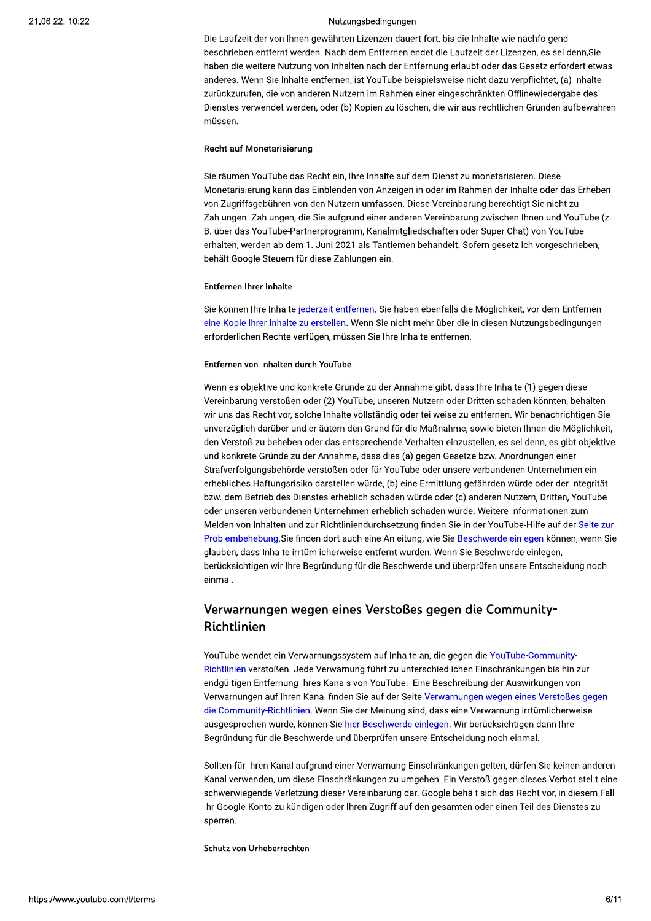Die Laufzeit der von Ihnen gewährten Lizenzen dauert fort, bis die Inhalte wie nachfolgend beschrieben entfernt werden. Nach dem Entfernen endet die Laufzeit der Lizenzen, es sei denn,Sie haben die weitere Nutzung von Inhalten nach der Entfernung erlaubt oder das Gesetz erfordert etwas anderes. Wenn Sie Inhalte entfernen, ist YouTube beispielsweise nicht dazu verpflichtet, (a) Inhalte zurückzurufen, die von anderen Nutzern im Rahmen einer eingeschränkten Offlinewiedergabe des Dienstes verwendet werden, oder (b) Kopien zu löschen, die wir aus rechtlichen Gründen aufbewahren müssen.

#### Recht auf Monetarisierung

Sie räumen YouTube das Recht ein, Ihre Inhalte auf dem Dienst zu monetarisieren. Diese Monetarisierung kann das Einblenden von Anzeigen in oder im Rahmen der Inhalte oder das Erheben von Zugriffsgebühren von den Nutzern umfassen. Diese Vereinbarung berechtigt Sie nicht zu Zahlungen. Zahlungen, die Sie aufgrund einer anderen Vereinbarung zwischen Ihnen und YouTube (z. B. über das YouTube-Partnerprogramm, Kanalmitgliedschaften oder Super Chat) von YouTube erhalten, werden ab dem 1. Juni 2021 als Tantiemen behandelt. Sofern gesetzlich vorgeschrieben, behält Google Steuern für diese Zahlungen ein.

#### Entfernen Ihrer Inhalte

Sie können Ihre Inhalte jederzeit entfernen. Sie haben ebenfalls die Möglichkeit, vor dem Entfernen eine Kopie Ihrer Inhalte zu erstellen. Wenn Sie nicht mehr über die in diesen Nutzungsbedingungen erforderlichen Rechte verfügen, müssen Sie Ihre Inhalte entfernen.

#### Entfernen von Inhalten durch YouTube

Wenn es objektive und konkrete Gründe zu der Annahme gibt, dass Ihre Inhalte (1) gegen diese Vereinbarung verstoßen oder (2) YouTube, unseren Nutzern oder Dritten schaden könnten, behalten wir uns das Recht vor, solche Inhalte vollständig oder teilweise zu entfernen. Wir benachrichtigen Sie unverzüglich darüber und erläutern den Grund für die Maßnahme, sowie bieten Ihnen die Möglichkeit, den Verstoß zu beheben oder das entsprechende Verhalten einzustellen, es sei denn, es gibt objektive und konkrete Gründe zu der Annahme, dass dies (a) gegen Gesetze bzw. Anordnungen einer Strafverfolgungsbehörde verstoßen oder für YouTube oder unsere verbundenen Unternehmen ein erhebliches Haftungsrisiko darstellen würde, (b) eine Ermittlung gefährden würde oder der Integrität bzw. dem Betrieb des Dienstes erheblich schaden würde oder (c) anderen Nutzern, Dritten, YouTube oder unseren verbundenen Unternehmen erheblich schaden würde. Weitere Informationen zum Melden von Inhalten und zur Richtliniendurchsetzung finden Sie in der YouTube-Hilfe auf der Seite zur Problembehebung.Sie finden dort auch eine Anleitung, wie Sie Beschwerde einlegen können, wenn Sie glauben, dass Inhalte irrtümlicherweise entfernt wurden. Wenn Sie Beschwerde einlegen, berücksichtigen wir Ihre Begründung für die Beschwerde und überprüfen unsere Entscheidung noch einmal.

## Verwarnungen wegen eines Verstoßes gegen die Community-Richtlinien

YouTube wendet ein Verwarnungssystem auf Inhalte an, die gegen die YouTube-Community-Richtlinien verstoßen. Jede Verwarnung führt zu unterschiedlichen Einschränkungen bis hin zur endgültigen Entfernung Ihres Kanals von YouTube. Eine Beschreibung der Auswirkungen von Verwarnungen auf Ihren Kanal finden Sie auf der Seite Verwarnungen wegen eines Verstoßes gegen die Community-Richtlinien. Wenn Sie der Meinung sind, dass eine Verwarnung irrtümlicherweise ausgesprochen wurde, können Sie hier Beschwerde einlegen. Wir berücksichtigen dann Ihre Begründung für die Beschwerde und überprüfen unsere Entscheidung noch einmal.

Sollten für Ihren Kanal aufgrund einer Verwarnung Einschränkungen gelten, dürfen Sie keinen anderen Kanal verwenden, um diese Einschränkungen zu umgehen. Ein Verstoß gegen dieses Verbot stellt eine schwerwiegende Verletzung dieser Vereinbarung dar. Google behält sich das Recht vor, in diesem Fall Ihr Google-Konto zu kündigen oder Ihren Zugriff auf den gesamten oder einen Teil des Dienstes zu sperren.

#### Schutz von Urheberrechten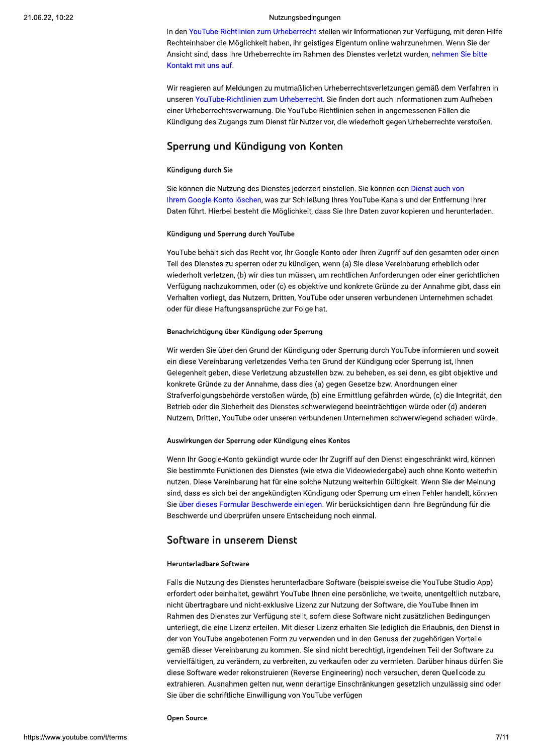In den YouTube-Richtlinien zum Urheberrecht stellen wir Informationen zur Verfügung, mit deren Hilfe Rechteinhaber die Möglichkeit haben, ihr geistiges Eigentum online wahrzunehmen. Wenn Sie der Ansicht sind, dass Ihre Urheberrechte im Rahmen des Dienstes verletzt wurden, nehmen Sie bitte Kontakt mit uns auf.

Wir reagieren auf Meldungen zu mutmaßlichen Urheberrechtsverletzungen gemäß dem Verfahren in unseren YouTube-Richtlinien zum Urheberrecht. Sie finden dort auch Informationen zum Aufheben einer Urheberrechtsverwarnung. Die YouTube-Richtlinien sehen in angemessenen Fällen die Kündigung des Zugangs zum Dienst für Nutzer vor, die wiederholt gegen Urheberrechte verstoßen.

## Sperrung und Kündigung von Konten

### Kündigung durch Sie

Sie können die Nutzung des Dienstes jederzeit einstellen. Sie können den Dienst auch von Ihrem Google-Konto löschen, was zur Schließung Ihres YouTube-Kanals und der Entfernung Ihrer Daten führt. Hierbei besteht die Möglichkeit, dass Sie Ihre Daten zuvor kopieren und herunterladen.

### Kündigung und Sperrung durch YouTube

YouTube behält sich das Recht vor, Ihr Google-Konto oder Ihren Zugriff auf den gesamten oder einen Teil des Dienstes zu sperren oder zu kündigen, wenn (a) Sie diese Vereinbarung erheblich oder wiederholt verletzen, (b) wir dies tun müssen, um rechtlichen Anforderungen oder einer gerichtlichen Verfügung nachzukommen, oder (c) es objektive und konkrete Gründe zu der Annahme gibt, dass ein Verhalten vorliegt, das Nutzern, Dritten, YouTube oder unseren verbundenen Unternehmen schadet oder für diese Haftungsansprüche zur Folge hat.

### Benachrichtigung über Kündigung oder Sperrung

Wir werden Sie über den Grund der Kündigung oder Sperrung durch YouTube informieren und soweit ein diese Vereinbarung verletzendes Verhalten Grund der Kündigung oder Sperrung ist, Ihnen Gelegenheit geben, diese Verletzung abzustellen bzw. zu beheben, es sei denn, es gibt objektive und konkrete Gründe zu der Annahme, dass dies (a) gegen Gesetze bzw. Anordnungen einer Strafverfolgungsbehörde verstoßen würde, (b) eine Ermittlung gefährden würde, (c) die Integrität, den Betrieb oder die Sicherheit des Dienstes schwerwiegend beeinträchtigen würde oder (d) anderen Nutzern, Dritten, YouTube oder unseren verbundenen Unternehmen schwerwiegend schaden würde.

### Auswirkungen der Sperrung oder Kündigung eines Kontos

Wenn Ihr Google-Konto gekündigt wurde oder Ihr Zugriff auf den Dienst eingeschränkt wird, können Sie bestimmte Funktionen des Dienstes (wie etwa die Videowiedergabe) auch ohne Konto weiterhin nutzen. Diese Vereinbarung hat für eine solche Nutzung weiterhin Gültigkeit. Wenn Sie der Meinung sind, dass es sich bei der angekündigten Kündigung oder Sperrung um einen Fehler handelt, können Sie über dieses Formular Beschwerde einlegen. Wir berücksichtigen dann Ihre Begründung für die Beschwerde und überprüfen unsere Entscheidung noch einmal.

## Software in unserem Dienst

### Herunterladbare Software

Falls die Nutzung des Dienstes herunterladbare Software (beispielsweise die YouTube Studio App) erfordert oder beinhaltet, gewährt YouTube Ihnen eine persönliche, weltweite, unentgeltlich nutzbare, nicht übertragbare und nicht-exklusive Lizenz zur Nutzung der Software, die YouTube Ihnen im Rahmen des Dienstes zur Verfügung stellt, sofern diese Software nicht zusätzlichen Bedingungen unterliegt, die eine Lizenz erteilen. Mit dieser Lizenz erhalten Sie lediglich die Erlaubnis, den Dienst in der von YouTube angebotenen Form zu verwenden und in den Genuss der zugehörigen Vorteile gemäß dieser Vereinbarung zu kommen. Sie sind nicht berechtigt, irgendeinen Teil der Software zu vervielfältigen, zu verändern, zu verbreiten, zu verkaufen oder zu vermieten. Darüber hinaus dürfen Sie diese Software weder rekonstruieren (Reverse Engineering) noch versuchen, deren Quellcode zu extrahieren. Ausnahmen gelten nur, wenn derartige Einschränkungen gesetzlich unzulässig sind oder Sie über die schriftliche Einwilligung von YouTube verfügen

### Open Source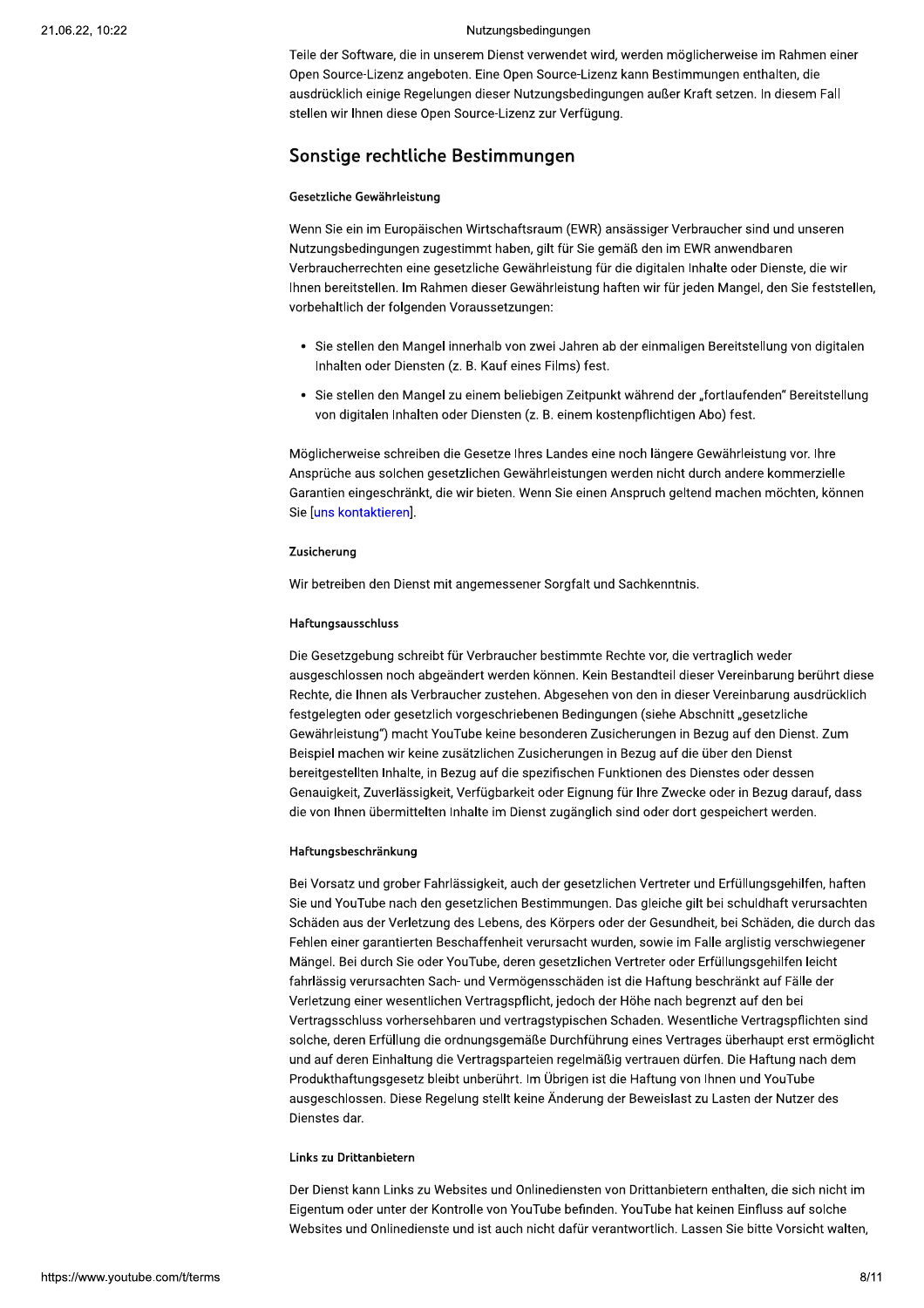Teile der Software, die in unserem Dienst verwendet wird, werden möglicherweise im Rahmen einer Open Source-Lizenz angeboten. Eine Open Source-Lizenz kann Bestimmungen enthalten, die ausdrücklich einige Regelungen dieser Nutzungsbedingungen außer Kraft setzen. In diesem Fall stellen wir Ihnen diese Open Source-Lizenz zur Verfügung.

## Sonstige rechtliche Bestimmungen

### Gesetzliche Gewährleistung

Wenn Sie ein im Europäischen Wirtschaftsraum (EWR) ansässiger Verbraucher sind und unseren Nutzungsbedingungen zugestimmt haben, gilt für Sie gemäß den im EWR anwendbaren Verbraucherrechten eine gesetzliche Gewährleistung für die digitalen Inhalte oder Dienste, die wir Ihnen bereitstellen. Im Rahmen dieser Gewährleistung haften wir für jeden Mangel, den Sie feststellen, vorbehaltlich der folgenden Voraussetzungen:

- Sie stellen den Mangel innerhalb von zwei Jahren ab der einmaligen Bereitstellung von digitalen Inhalten oder Diensten (z. B. Kauf eines Films) fest.
- Sie stellen den Mangel zu einem beliebigen Zeitpunkt während der „fortlaufenden" Bereitstellung von digitalen Inhalten oder Diensten (z. B. einem kostenpflichtigen Abo) fest.

Möglicherweise schreiben die Gesetze Ihres Landes eine noch längere Gewährleistung vor. Ihre Ansprüche aus solchen gesetzlichen Gewährleistungen werden nicht durch andere kommerzielle Garantien eingeschränkt, die wir bieten. Wenn Sie einen Anspruch geltend machen möchten, können Sie [uns kontaktieren].

### Zusicherung

Wir betreiben den Dienst mit angemessener Sorgfalt und Sachkenntnis.

### Haftungsausschluss

Die Gesetzgebung schreibt für Verbraucher bestimmte Rechte vor, die vertraglich weder ausgeschlossen noch abgeändert werden können. Kein Bestandteil dieser Vereinbarung berührt diese Rechte, die Ihnen als Verbraucher zustehen. Abgesehen von den in dieser Vereinbarung ausdrücklich festgelegten oder gesetzlich vorgeschriebenen Bedingungen (siehe Abschnitt „gesetzliche Gewährleistung") macht YouTube keine besonderen Zusicherungen in Bezug auf den Dienst. Zum Beispiel machen wir keine zusätzlichen Zusicherungen in Bezug auf die über den Dienst bereitgestellten Inhalte, in Bezug auf die spezifischen Funktionen des Dienstes oder dessen Genauigkeit, Zuverlässigkeit, Verfügbarkeit oder Eignung für Ihre Zwecke oder in Bezug darauf, dass die von Ihnen übermittelten Inhalte im Dienst zugänglich sind oder dort gespeichert werden.

### Haftungsbeschränkung

Bei Vorsatz und grober Fahrlässigkeit, auch der gesetzlichen Vertreter und Erfüllungsgehilfen, haften Sie und YouTube nach den gesetzlichen Bestimmungen. Das gleiche gilt bei schuldhaft verursachten Schäden aus der Verletzung des Lebens, des Körpers oder der Gesundheit, bei Schäden, die durch das Fehlen einer garantierten Beschaffenheit verursacht wurden, sowie im Falle arglistig verschwiegener Mängel. Bei durch Sie oder YouTube, deren gesetzlichen Vertreter oder Erfüllungsgehilfen leicht fahrlässig verursachten Sach- und Vermögensschäden ist die Haftung beschränkt auf Fälle der Verletzung einer wesentlichen Vertragspflicht, jedoch der Höhe nach begrenzt auf den bei Vertragsschluss vorhersehbaren und vertragstypischen Schaden. Wesentliche Vertragspflichten sind solche, deren Erfüllung die ordnungsgemäße Durchführung eines Vertrages überhaupt erst ermöglicht und auf deren Einhaltung die Vertragsparteien regelmäßig vertrauen dürfen. Die Haftung nach dem Produkthaftungsgesetz bleibt unberührt. Im Übrigen ist die Haftung von Ihnen und YouTube ausgeschlossen. Diese Regelung stellt keine Änderung der Beweislast zu Lasten der Nutzer des Dienstes dar.

### Links zu Drittanbietern

Der Dienst kann Links zu Websites und Onlinediensten von Drittanbietern enthalten, die sich nicht im Eigentum oder unter der Kontrolle von YouTube befinden. YouTube hat keinen Einfluss auf solche Websites und Onlinedienste und ist auch nicht dafür verantwortlich. Lassen Sie bitte Vorsicht walten,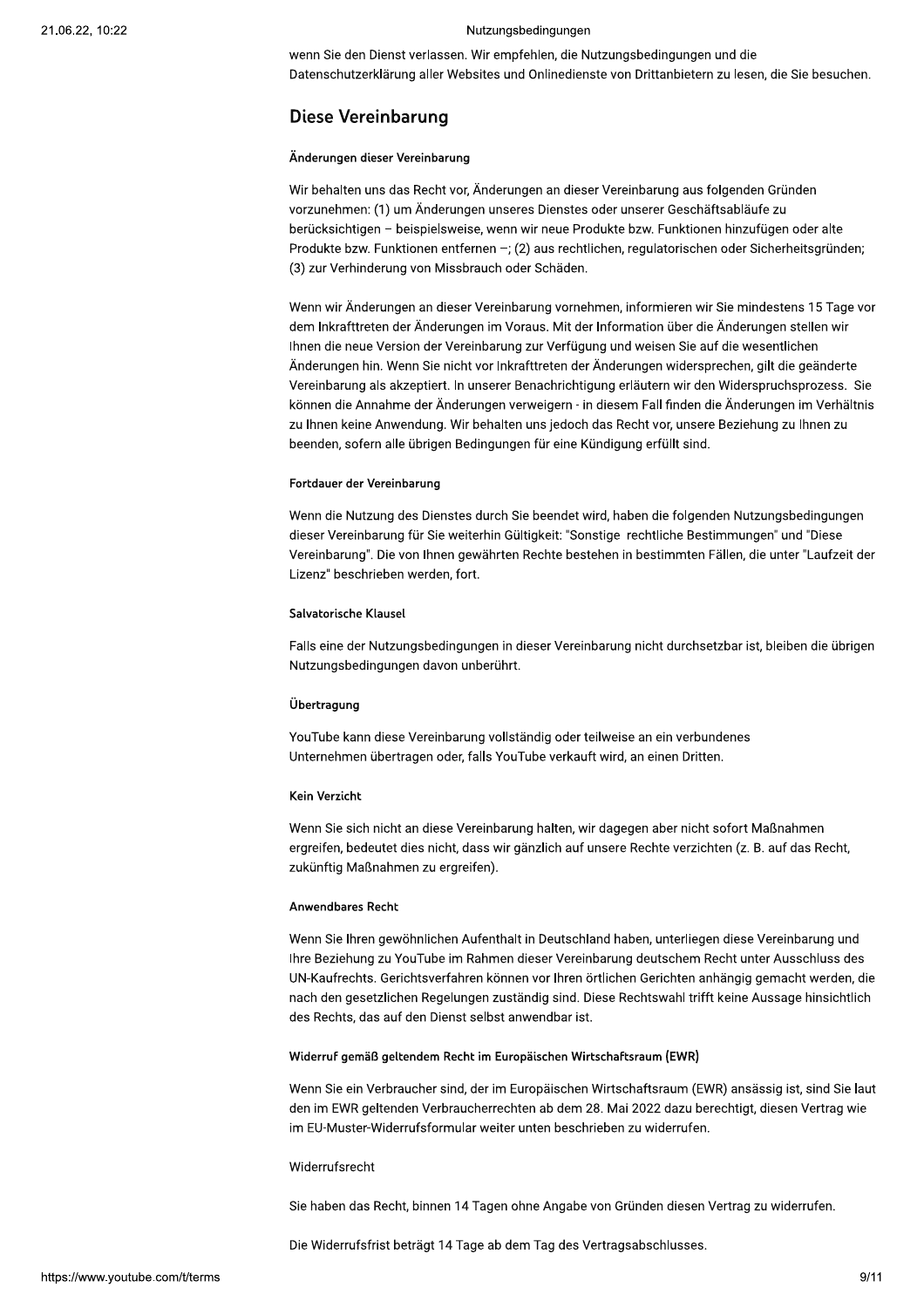wenn Sie den Dienst verlassen. Wir empfehlen, die Nutzungsbedingungen und die Datenschutzerklärung aller Websites und Onlinedienste von Drittanbietern zu lesen, die Sie besuchen.

## Diese Vereinbarung

#### Änderungen dieser Vereinbarung

Wir behalten uns das Recht vor, Änderungen an dieser Vereinbarung aus folgenden Gründen vorzunehmen: (1) um Änderungen unseres Dienstes oder unserer Geschäftsabläufe zu berücksichtigen – beispielsweise, wenn wir neue Produkte bzw. Funktionen hinzufügen oder alte Produkte bzw. Funktionen entfernen –; (2) aus rechtlichen, regulatorischen oder Sicherheitsgründen; (3) zur Verhinderung von Missbrauch oder Schäden.

Wenn wir Änderungen an dieser Vereinbarung vornehmen, informieren wir Sie mindestens 15 Tage vor dem Inkrafttreten der Änderungen im Voraus. Mit der Information über die Änderungen stellen wir Ihnen die neue Version der Vereinbarung zur Verfügung und weisen Sie auf die wesentlichen Änderungen hin. Wenn Sie nicht vor Inkrafttreten der Änderungen widersprechen, gilt die geänderte Vereinbarung als akzeptiert. In unserer Benachrichtigung erläutern wir den Widerspruchsprozess. Sie können die Annahme der Änderungen verweigern - in diesem Fall finden die Änderungen im Verhältnis zu Ihnen keine Anwendung. Wir behalten uns jedoch das Recht vor, unsere Beziehung zu Ihnen zu beenden, sofern alle übrigen Bedingungen für eine Kündigung erfüllt sind.

#### Fortdauer der Vereinbarung

Wenn die Nutzung des Dienstes durch Sie beendet wird, haben die folgenden Nutzungsbedingungen dieser Vereinbarung für Sie weiterhin Gültigkeit: "Sonstige rechtliche Bestimmungen" und "Diese Vereinbarung". Die von Ihnen gewährten Rechte bestehen in bestimmten Fällen, die unter "Laufzeit der Lizenz" beschrieben werden, fort.

#### Salvatorische Klausel

Falls eine der Nutzungsbedingungen in dieser Vereinbarung nicht durchsetzbar ist, bleiben die übrigen Nutzungsbedingungen davon unberührt.

#### Übertragung

YouTube kann diese Vereinbarung vollständig oder teilweise an ein verbundenes Unternehmen übertragen oder, falls YouTube verkauft wird, an einen Dritten.

#### Kein Verzicht

Wenn Sie sich nicht an diese Vereinbarung halten, wir dagegen aber nicht sofort Maßnahmen ergreifen, bedeutet dies nicht, dass wir gänzlich auf unsere Rechte verzichten (z. B. auf das Recht, zukünftig Maßnahmen zu ergreifen).

#### Anwendbares Recht

Wenn Sie Ihren gewöhnlichen Aufenthalt in Deutschland haben, unterliegen diese Vereinbarung und Ihre Beziehung zu YouTube im Rahmen dieser Vereinbarung deutschem Recht unter Ausschluss des UN-Kaufrechts. Gerichtsverfahren können vor Ihren örtlichen Gerichten anhängig gemacht werden, die nach den gesetzlichen Regelungen zuständig sind. Diese Rechtswahl trifft keine Aussage hinsichtlich des Rechts, das auf den Dienst selbst anwendbar ist.

#### Widerruf gemäß geltendem Recht im Europäischen Wirtschaftsraum (EWR)

Wenn Sie ein Verbraucher sind, der im Europäischen Wirtschaftsraum (EWR) ansässig ist, sind Sie laut den im EWR geltenden Verbraucherrechten ab dem 28. Mai 2022 dazu berechtigt, diesen Vertrag wie im EU-Muster-Widerrufsformular weiter unten beschrieben zu widerrufen.

Widerrufsrecht

Sie haben das Recht, binnen 14 Tagen ohne Angabe von Gründen diesen Vertrag zu widerrufen.

Die Widerrufsfrist beträgt 14 Tage ab dem Tag des Vertragsabschlusses.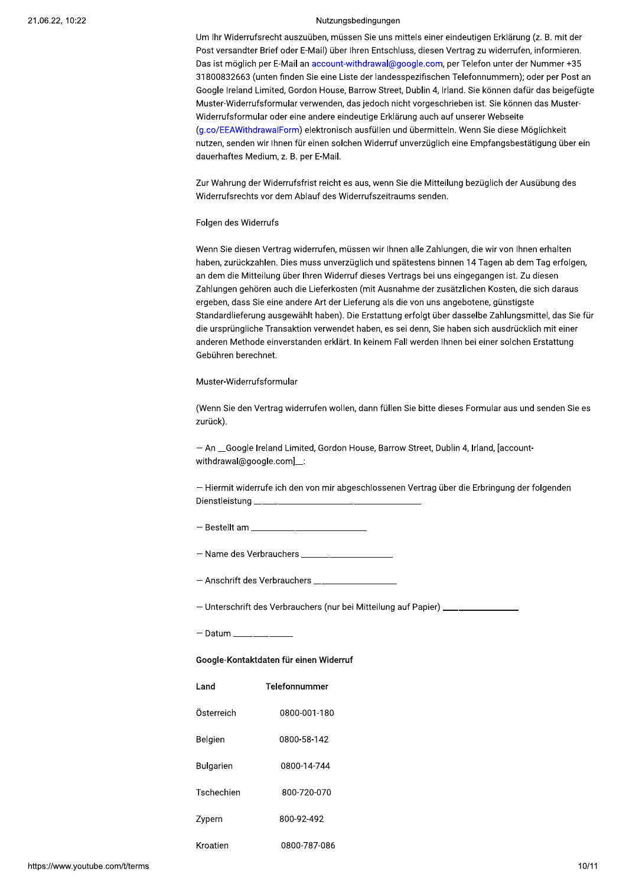Um Ihr Widerrufsrecht auszuüben, müssen Sie uns mittels einer eindeutigen Erklärung (z. B. mit der Post versandter Brief oder E-Mail) über Ihren Entschluss, diesen Vertrag zu widerrufen, informieren. Das ist möglich per E-Mail an account-withdrawal@google.com, per Telefon unter der Nummer +35 31800832663 (unten finden Sie eine Liste der landesspezifischen Telefonnummern); oder per Post an Google Ireland Limited, Gordon House, Barrow Street, Dublin 4, Irland. Sie können dafür das beigefügte Muster-Widerrufsformular verwenden, das jedoch nicht vorgeschrieben ist. Sie können das Muster-Widerrufsformular oder eine andere eindeutige Erklärung auch auf unserer Webseite (g.co/EEAWithdrawalForm) elektronisch ausfüllen und übermitteln. Wenn Sie diese Möglichkeit nutzen, senden wir Ihnen für einen solchen Widerruf unverzüglich eine Empfangsbestätigung über ein dauerhaftes Medium, z. B. per E-Mail.

Zur Wahrung der Widerrufsfrist reicht es aus, wenn Sie die Mitteilung bezüglich der Ausübung des Widerrufsrechts vor dem Ablauf des Widerrufszeitraums senden.

Folgen des Widerrufs

Wenn Sie diesen Vertrag widerrufen, müssen wir Ihnen alle Zahlungen, die wir von Ihnen erhalten haben, zurückzahlen. Dies muss unverzüglich und spätestens binnen 14 Tagen ab dem Tag erfolgen, an dem die Mitteilung über Ihren Widerruf dieses Vertrags bei uns eingegangen ist. Zu diesen Zahlungen gehören auch die Lieferkosten (mit Ausnahme der zusätzlichen Kosten, die sich daraus ergeben, dass Sie eine andere Art der Lieferung als die von uns angebotene, günstigste Standardlieferung ausgewählt haben). Die Erstattung erfolgt über dasselbe Zahlungsmittel, das Sie für die ursprüngliche Transaktion verwendet haben, es sei denn, Sie haben sich ausdrücklich mit einer anderen Methode einverstanden erklärt. In keinem Fall werden Ihnen bei einer solchen Erstattung Gebühren berechnet.

Muster-Widerrufsformular

(Wenn Sie den Vertrag widerrufen wollen, dann füllen Sie bitte dieses Formular aus und senden Sie es zurück).

— An __Google Ireland Limited, Gordon House, Barrow Street, Dublin 4, Irland, [account-withdrawal@google.com]__:

— Hiermit widerrufe ich den von mir abgeschlossenen Vertrag über die Erbringung der folgenden Dienstleistung ______________________________________

— Bestellt am ____________________________

— Name des Verbrauchers ______________________

— Anschrift des Verbrauchers ____________________

— Unterschrift des Verbrauchers (nur bei Mitteilung auf Papier) __________________

— Datum ______________

**Google-Kontaktdaten für einen Widerruf**

| **Land** | **Telefonnummer** |
|---|---|
| Österreich | 0800-001-180 |
| Belgien | 0800-58-142 |
| Bulgarien | 0800-14-744 |
| Tschechien | 800-720-070 |
| Zypern | 800-92-492 |
| Kroatien | 0800-787-086 |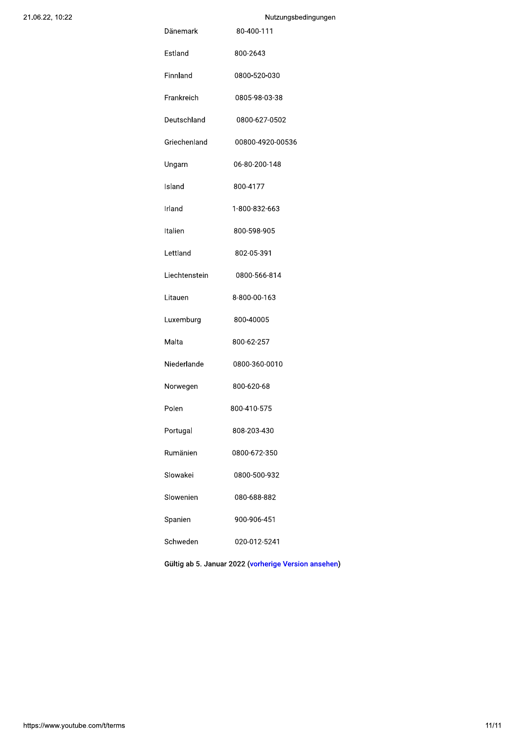| | |
|---|---|
| Dänemark | 80-400-111 |
| Estland | 800-2643 |
| Finnland | 0800-520-030 |
| Frankreich | 0805-98-03-38 |
| Deutschland | 0800-627-0502 |
| Griechenland | 00800-4920-00536 |
| Ungarn | 06-80-200-148 |
| Island | 800-4177 |
| Irland | 1-800-832-663 |
| Italien | 800-598-905 |
| Lettland | 802-05-391 |
| Liechtenstein | 0800-566-814 |
| Litauen | 8-800-00-163 |
| Luxemburg | 800-40005 |
| Malta | 800-62-257 |
| Niederlande | 0800-360-0010 |
| Norwegen | 800-620-68 |
| Polen | 800-410-575 |
| Portugal | 808-203-430 |
| Rumänien | 0800-672-350 |
| Slowakei | 0800-500-932 |
| Slowenien | 080-688-882 |
| Spanien | 900-906-451 |
| Schweden | 020-012-5241 |

**Gültig ab 5. Januar 2022 (vorherige Version ansehen)**